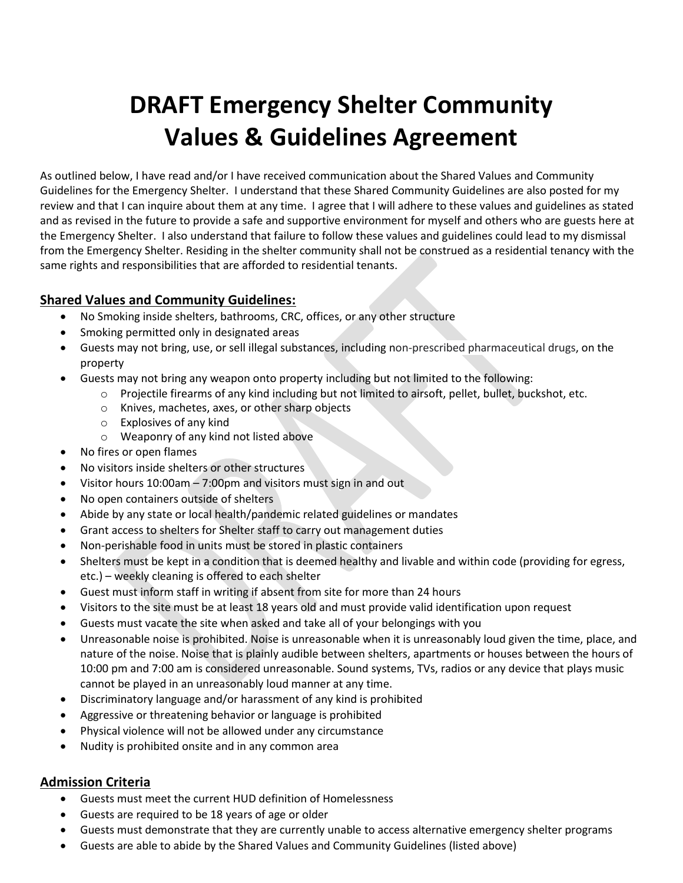# DRAFT Emergency Shelter Community Values & Guidelines Agreement

As outlined below, I have read and/or I have received communication about the Shared Values and Community Guidelines for the Emergency Shelter. I understand that these Shared Community Guidelines are also posted for my review and that I can inquire about them at any time. I agree that I will adhere to these values and guidelines as stated and as revised in the future to provide a safe and supportive environment for myself and others who are guests here at the Emergency Shelter. I also understand that failure to follow these values and guidelines could lead to my dismissal from the Emergency Shelter. Residing in the shelter community shall not be construed as a residential tenancy with the same rights and responsibilities that are afforded to residential tenants.

## Shared Values and Community Guidelines:

- No Smoking inside shelters, bathrooms, CRC, offices, or any other structure
- Smoking permitted only in designated areas
- Guests may not bring, use, or sell illegal substances, including non-prescribed pharmaceutical drugs, on the property
- Guests may not bring any weapon onto property including but not limited to the following:
  - Projectile firearms of any kind including but not limited to airsoft, pellet, bullet, buckshot, etc.
  - Knives, machetes, axes, or other sharp objects
  - Explosives of any kind
  - Weaponry of any kind not listed above
- No fires or open flames
- No visitors inside shelters or other structures
- Visitor hours 10:00am – 7:00pm and visitors must sign in and out
- No open containers outside of shelters
- Abide by any state or local health/pandemic related guidelines or mandates
- Grant access to shelters for Shelter staff to carry out management duties
- Non-perishable food in units must be stored in plastic containers
- Shelters must be kept in a condition that is deemed healthy and livable and within code (providing for egress, etc.) – weekly cleaning is offered to each shelter
- Guest must inform staff in writing if absent from site for more than 24 hours
- Visitors to the site must be at least 18 years old and must provide valid identification upon request
- Guests must vacate the site when asked and take all of your belongings with you
- Unreasonable noise is prohibited. Noise is unreasonable when it is unreasonably loud given the time, place, and nature of the noise. Noise that is plainly audible between shelters, apartments or houses between the hours of 10:00 pm and 7:00 am is considered unreasonable. Sound systems, TVs, radios or any device that plays music cannot be played in an unreasonably loud manner at any time.
- Discriminatory language and/or harassment of any kind is prohibited
- Aggressive or threatening behavior or language is prohibited
- Physical violence will not be allowed under any circumstance
- Nudity is prohibited onsite and in any common area

## Admission Criteria

- Guests must meet the current HUD definition of Homelessness
- Guests are required to be 18 years of age or older
- Guests must demonstrate that they are currently unable to access alternative emergency shelter programs
- Guests are able to abide by the Shared Values and Community Guidelines (listed above)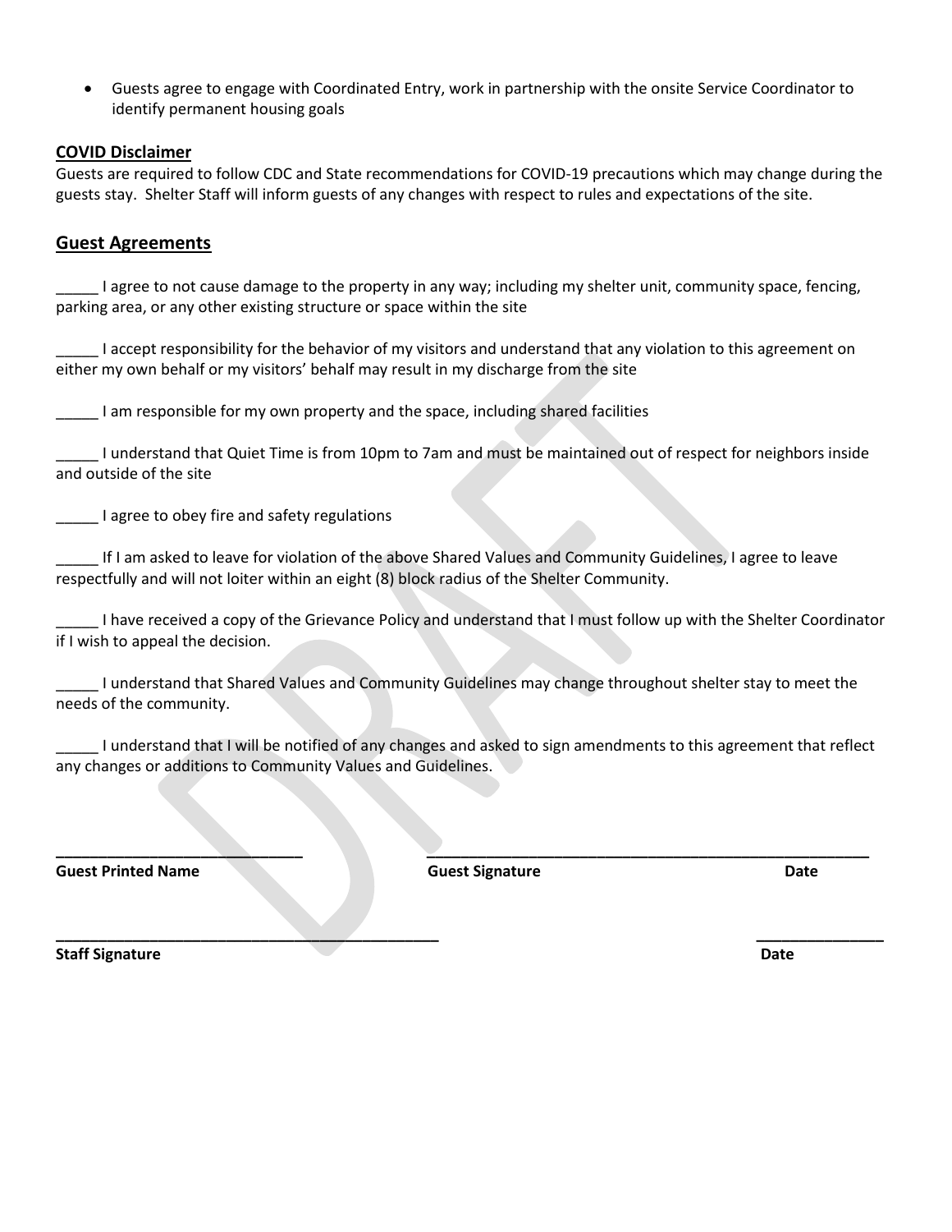- Guests agree to engage with Coordinated Entry, work in partnership with the onsite Service Coordinator to identify permanent housing goals

**COVID Disclaimer**

Guests are required to follow CDC and State recommendations for COVID-19 precautions which may change during the guests stay. Shelter Staff will inform guests of any changes with respect to rules and expectations of the site.

## Guest Agreements

_____ I agree to not cause damage to the property in any way; including my shelter unit, community space, fencing, parking area, or any other existing structure or space within the site

_____ I accept responsibility for the behavior of my visitors and understand that any violation to this agreement on either my own behalf or my visitors' behalf may result in my discharge from the site

_____ I am responsible for my own property and the space, including shared facilities

_____ I understand that Quiet Time is from 10pm to 7am and must be maintained out of respect for neighbors inside and outside of the site

_____ I agree to obey fire and safety regulations

_____ If I am asked to leave for violation of the above Shared Values and Community Guidelines, I agree to leave respectfully and will not loiter within an eight (8) block radius of the Shelter Community.

_____ I have received a copy of the Grievance Policy and understand that I must follow up with the Shelter Coordinator if I wish to appeal the decision.

_____ I understand that Shared Values and Community Guidelines may change throughout shelter stay to meet the needs of the community.

_____ I understand that I will be notified of any changes and asked to sign amendments to this agreement that reflect any changes or additions to Community Values and Guidelines.

_____________________________ _____________________________________________________

**Guest Printed Name** **Guest Signature** **Date**

_____________________________________________ _______________

**Staff Signature** **Date**